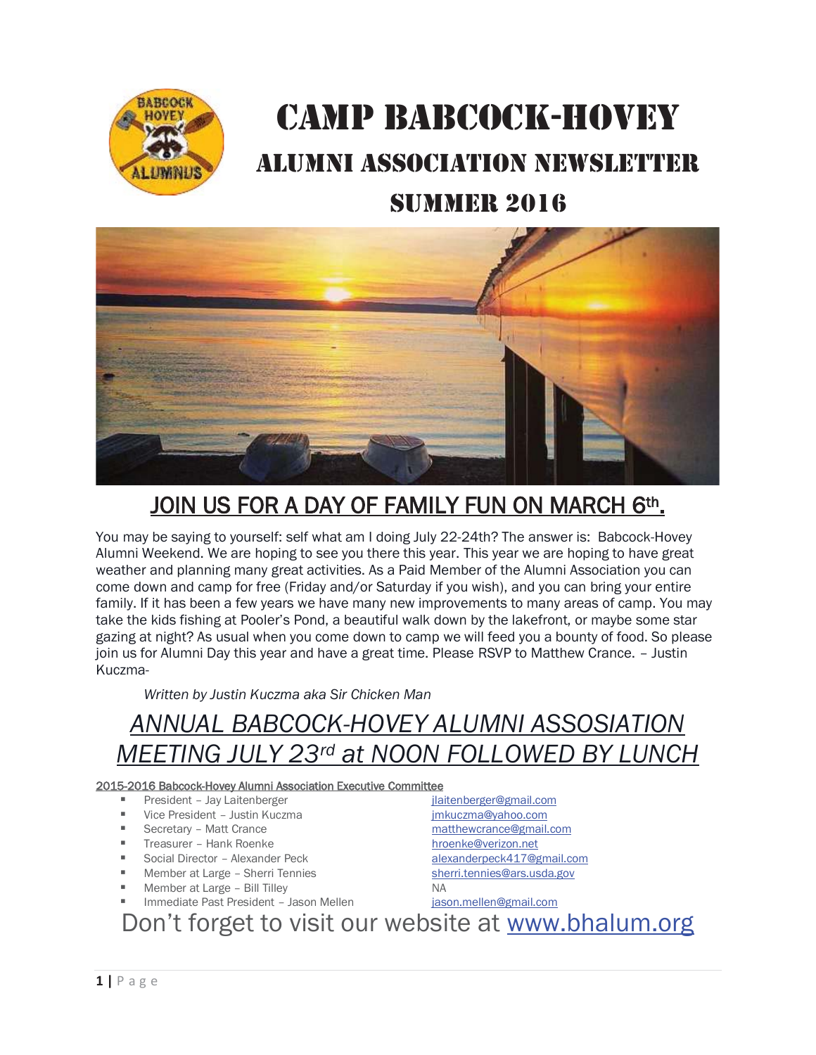# CAMP BABCOCK-HOVEY

## ALUMNI ASSOCIATION NEWSLETTER

## SUMMER 2016

## JOIN US FOR A DAY OF FAMILY FUN ON MARCH 6th.

You may be saying to yourself: self what am I doing July 22-24th? The answer is: Babcock-Hovey Alumni Weekend. We are hoping to see you there this year. This year we are hoping to have great weather and planning many great activities. As a Paid Member of the Alumni Association you can come down and camp for free (Friday and/or Saturday if you wish), and you can bring your entire family. If it has been a few years we have many new improvements to many areas of camp. You may take the kids fishing at Pooler's Pond, a beautiful walk down by the lakefront, or maybe some star gazing at night? As usual when you come down to camp we will feed you a bounty of food. So please join us for Alumni Day this year and have a great time. Please RSVP to Matthew Crance. – Justin Kuczma-

*Written by Justin Kuczma aka Sir Chicken Man*

## *ANNUAL BABCOCK-HOVEY ALUMNI ASSOSIATION MEETING JULY 23rd at NOON FOLLOWED BY LUNCH*

**2015-2016 Babcock-Hovey Alumni Association Executive Committee**

- President – Jay Laitenberger — jlaitenberger@gmail.com
- Vice President – Justin Kuczma — jmkuczma@yahoo.com
- Secretary – Matt Crance — matthewcrance@gmail.com
- Treasurer – Hank Roenke — hroenke@verizon.net
- Social Director – Alexander Peck — alexanderpeck417@gmail.com
- Member at Large – Sherri Tennies — sherri.tennies@ars.usda.gov
- Member at Large – Bill Tilley — NA
- Immediate Past President – Jason Mellen — jason.mellen@gmail.com

Don't forget to visit our website at www.bhalum.org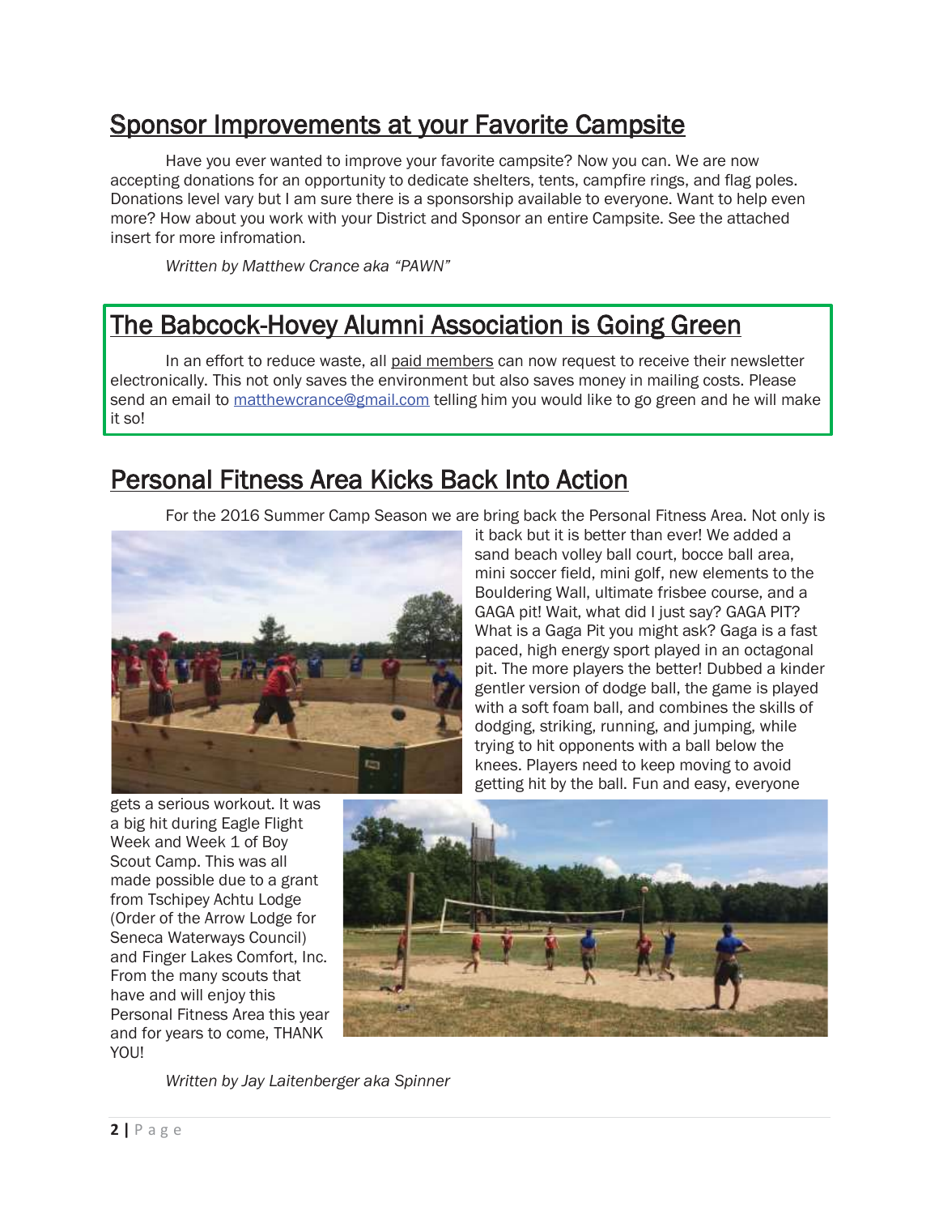## Sponsor Improvements at your Favorite Campsite

Have you ever wanted to improve your favorite campsite? Now you can. We are now accepting donations for an opportunity to dedicate shelters, tents, campfire rings, and flag poles. Donations level vary but I am sure there is a sponsorship available to everyone. Want to help even more? How about you work with your District and Sponsor an entire Campsite. See the attached insert for more infromation.

*Written by Matthew Crance aka "PAWN"*

## The Babcock-Hovey Alumni Association is Going Green

In an effort to reduce waste, all paid members can now request to receive their newsletter electronically. This not only saves the environment but also saves money in mailing costs. Please send an email to matthewcrance@gmail.com telling him you would like to go green and he will make it so!

## Personal Fitness Area Kicks Back Into Action

For the 2016 Summer Camp Season we are bring back the Personal Fitness Area. Not only is it back but it is better than ever! We added a sand beach volley ball court, bocce ball area, mini soccer field, mini golf, new elements to the Bouldering Wall, ultimate frisbee course, and a GAGA pit! Wait, what did I just say? GAGA PIT? What is a Gaga Pit you might ask? Gaga is a fast paced, high energy sport played in an octagonal pit. The more players the better! Dubbed a kinder gentler version of dodge ball, the game is played with a soft foam ball, and combines the skills of dodging, striking, running, and jumping, while trying to hit opponents with a ball below the knees. Players need to keep moving to avoid getting hit by the ball. Fun and easy, everyone gets a serious workout. It was a big hit during Eagle Flight Week and Week 1 of Boy Scout Camp. This was all made possible due to a grant from Tschipey Achtu Lodge (Order of the Arrow Lodge for Seneca Waterways Council) and Finger Lakes Comfort, Inc. From the many scouts that have and will enjoy this Personal Fitness Area this year and for years to come, THANK YOU!

*Written by Jay Laitenberger aka Spinner*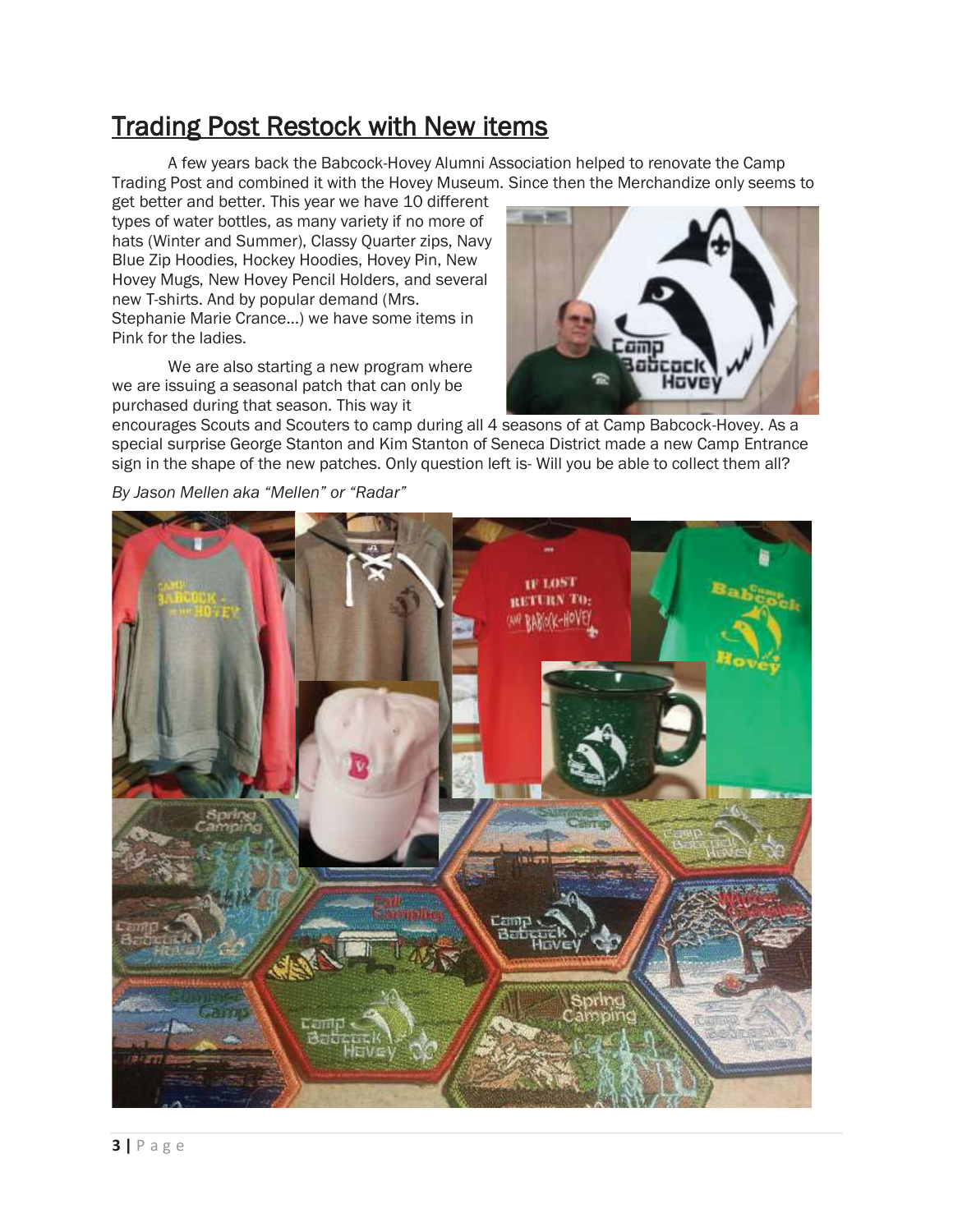## Trading Post Restock with New items

A few years back the Babcock-Hovey Alumni Association helped to renovate the Camp Trading Post and combined it with the Hovey Museum. Since then the Merchandize only seems to get better and better. This year we have 10 different types of water bottles, as many variety if no more of hats (Winter and Summer), Classy Quarter zips, Navy Blue Zip Hoodies, Hockey Hoodies, Hovey Pin, New Hovey Mugs, New Hovey Pencil Holders, and several new T-shirts. And by popular demand (Mrs. Stephanie Marie Crance…) we have some items in Pink for the ladies.

We are also starting a new program where we are issuing a seasonal patch that can only be purchased during that season. This way it encourages Scouts and Scouters to camp during all 4 seasons of at Camp Babcock-Hovey. As a special surprise George Stanton and Kim Stanton of Seneca District made a new Camp Entrance sign in the shape of the new patches. Only question left is- Will you be able to collect them all?

*By Jason Mellen aka "Mellen" or "Radar"*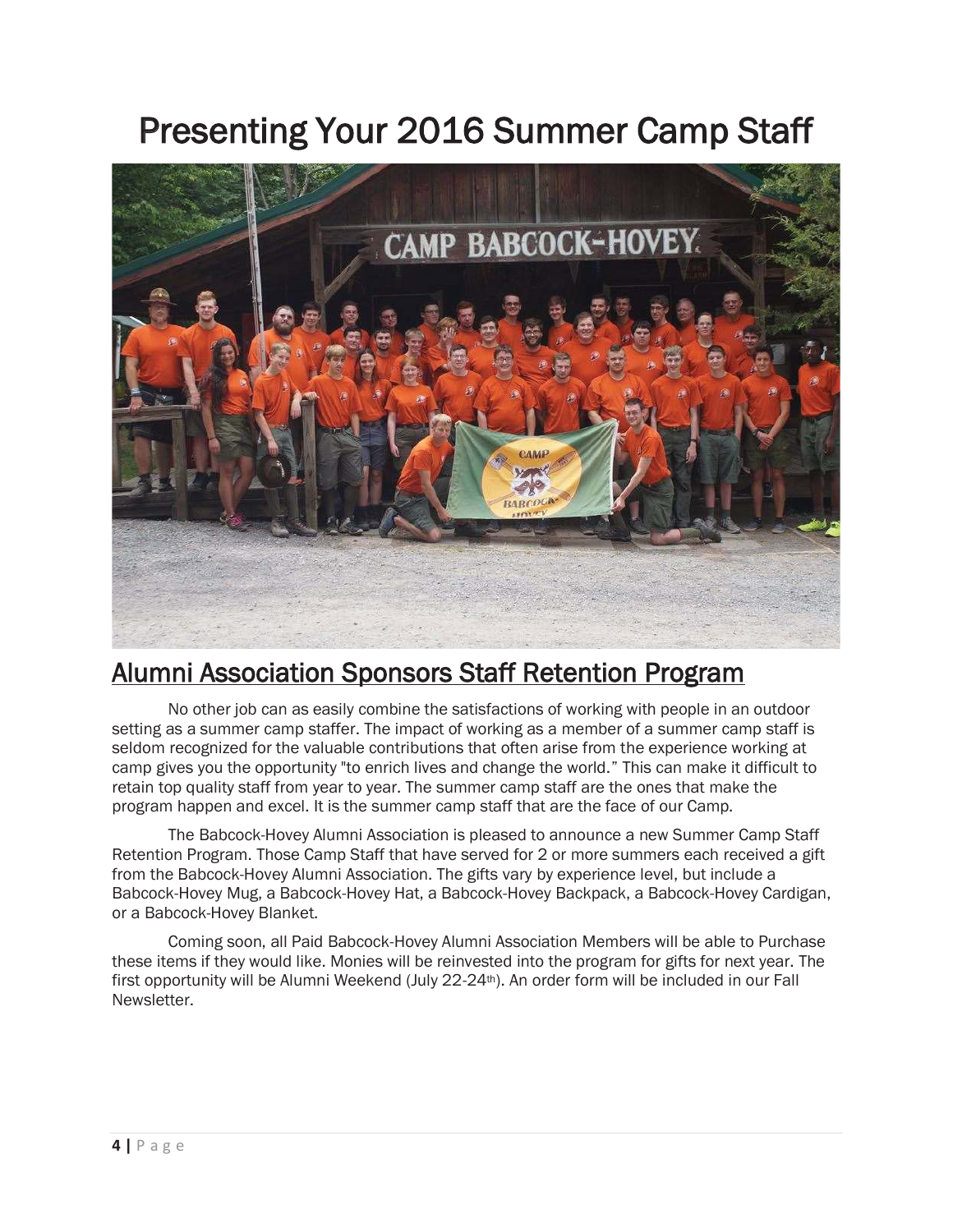# Presenting Your 2016 Summer Camp Staff

## Alumni Association Sponsors Staff Retention Program

No other job can as easily combine the satisfactions of working with people in an outdoor setting as a summer camp staffer. The impact of working as a member of a summer camp staff is seldom recognized for the valuable contributions that often arise from the experience working at camp gives you the opportunity "to enrich lives and change the world." This can make it difficult to retain top quality staff from year to year. The summer camp staff are the ones that make the program happen and excel. It is the summer camp staff that are the face of our Camp.

The Babcock-Hovey Alumni Association is pleased to announce a new Summer Camp Staff Retention Program. Those Camp Staff that have served for 2 or more summers each received a gift from the Babcock-Hovey Alumni Association. The gifts vary by experience level, but include a Babcock-Hovey Mug, a Babcock-Hovey Hat, a Babcock-Hovey Backpack, a Babcock-Hovey Cardigan, or a Babcock-Hovey Blanket.

Coming soon, all Paid Babcock-Hovey Alumni Association Members will be able to Purchase these items if they would like. Monies will be reinvested into the program for gifts for next year. The first opportunity will be Alumni Weekend (July 22-24th). An order form will be included in our Fall Newsletter.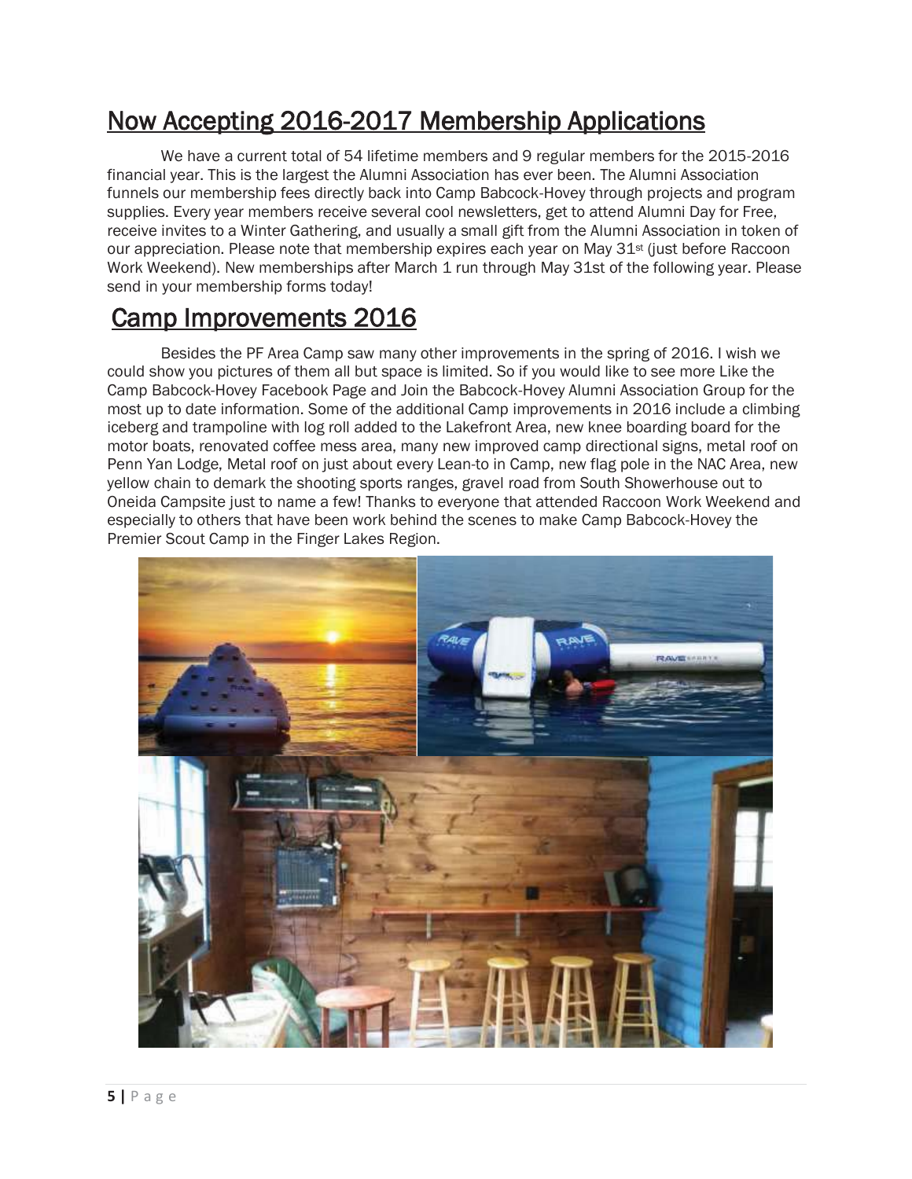## Now Accepting 2016-2017 Membership Applications

We have a current total of 54 lifetime members and 9 regular members for the 2015-2016 financial year. This is the largest the Alumni Association has ever been. The Alumni Association funnels our membership fees directly back into Camp Babcock-Hovey through projects and program supplies. Every year members receive several cool newsletters, get to attend Alumni Day for Free, receive invites to a Winter Gathering, and usually a small gift from the Alumni Association in token of our appreciation. Please note that membership expires each year on May 31st (just before Raccoon Work Weekend). New memberships after March 1 run through May 31st of the following year. Please send in your membership forms today!

## Camp Improvements 2016

Besides the PF Area Camp saw many other improvements in the spring of 2016. I wish we could show you pictures of them all but space is limited. So if you would like to see more Like the Camp Babcock-Hovey Facebook Page and Join the Babcock-Hovey Alumni Association Group for the most up to date information. Some of the additional Camp improvements in 2016 include a climbing iceberg and trampoline with log roll added to the Lakefront Area, new knee boarding board for the motor boats, renovated coffee mess area, many new improved camp directional signs, metal roof on Penn Yan Lodge, Metal roof on just about every Lean-to in Camp, new flag pole in the NAC Area, new yellow chain to demark the shooting sports ranges, gravel road from South Showerhouse out to Oneida Campsite just to name a few! Thanks to everyone that attended Raccoon Work Weekend and especially to others that have been work behind the scenes to make Camp Babcock-Hovey the Premier Scout Camp in the Finger Lakes Region.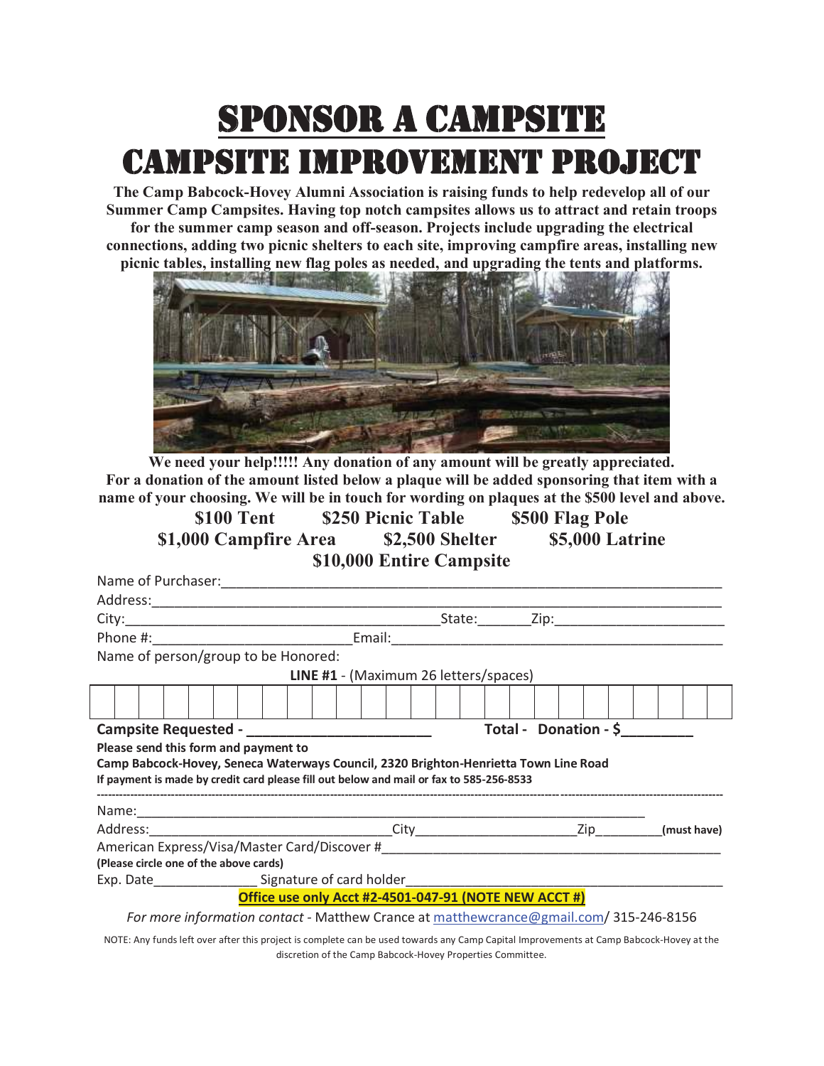# SPONSOR A CAMPSITE

# CAMPSITE IMPROVEMENT PROJECT

**The Camp Babcock-Hovey Alumni Association is raising funds to help redevelop all of our Summer Camp Campsites. Having top notch campsites allows us to attract and retain troops for the summer camp season and off-season. Projects include upgrading the electrical connections, adding two picnic shelters to each site, improving campfire areas, installing new picnic tables, installing new flag poles as needed, and upgrading the tents and platforms.**

**We need your help!!!!! Any donation of any amount will be greatly appreciated.**
**For a donation of the amount listed below a plaque will be added sponsoring that item with a name of your choosing. We will be in touch for wording on plaques at the $500 level and above.**

**$100 Tent　　$250 Picnic Table　　$500 Flag Pole**
**$1,000 Campfire Area　　$2,500 Shelter　　$5,000 Latrine**
**$10,000 Entire Campsite**

Name of Purchaser:\_\_\_\_\_\_\_\_\_\_\_\_\_\_\_\_\_\_\_\_\_\_\_\_\_\_\_\_\_\_\_\_\_\_\_\_\_\_\_\_

Address:\_\_\_\_\_\_\_\_\_\_\_\_\_\_\_\_\_\_\_\_\_\_\_\_\_\_\_\_\_\_\_\_\_\_\_\_\_\_\_\_

City:\_\_\_\_\_\_\_\_\_\_\_\_\_\_\_\_\_\_\_\_\_\_\_\_ State:\_\_\_\_\_\_\_ Zip:\_\_\_\_\_\_\_\_\_\_\_\_\_\_\_

Phone #:\_\_\_\_\_\_\_\_\_\_\_\_\_\_\_\_\_\_\_\_ Email:\_\_\_\_\_\_\_\_\_\_\_\_\_\_\_\_\_\_\_\_\_\_\_\_\_\_\_\_

Name of person/group to be Honored:

**LINE #1** - (Maximum 26 letters/spaces)

| | | | | | | | | | | | | | | | | | | | | | | | | | |
|---|---|---|---|---|---|---|---|---|---|---|---|---|---|---|---|---|---|---|---|---|---|---|---|---|---|
| | | | | | | | | | | | | | | | | | | | | | | | | | |

**Campsite Requested - \_\_\_\_\_\_\_\_\_\_\_\_\_\_\_\_\_\_\_\_\_\_　　Total - Donation - $\_\_\_\_\_\_\_\_\_**

**Please send this form and payment to**
**Camp Babcock-Hovey, Seneca Waterways Council, 2320 Brighton-Henrietta Town Line Road**
**If payment is made by credit card please fill out below and mail or fax to 585-256-8533**

---

Name:\_\_\_\_\_\_\_\_\_\_\_\_\_\_\_\_\_\_\_\_\_\_\_\_\_\_\_\_\_\_\_\_\_\_\_\_\_\_\_\_

Address:\_\_\_\_\_\_\_\_\_\_\_\_\_\_\_\_\_\_\_\_\_\_\_\_ City\_\_\_\_\_\_\_\_\_\_\_\_\_\_\_\_\_\_ Zip\_\_\_\_\_\_\_\_\_ **(must have)**

American Express/Visa/Master Card/Discover #\_\_\_\_\_\_\_\_\_\_\_\_\_\_\_\_\_\_\_\_\_\_\_\_\_\_\_\_\_\_
**(Please circle one of the above cards)**

Exp. Date\_\_\_\_\_\_\_\_\_\_\_\_\_\_ Signature of card holder\_\_\_\_\_\_\_\_\_\_\_\_\_\_\_\_\_\_\_\_\_\_\_\_\_\_\_\_\_\_

**Office use only Acct #2-4501-047-91 (NOTE NEW ACCT #)**

*For more information contact* - Matthew Crance at matthewcrance@gmail.com/ 315-246-8156

NOTE: Any funds left over after this project is complete can be used towards any Camp Capital Improvements at Camp Babcock-Hovey at the discretion of the Camp Babcock-Hovey Properties Committee.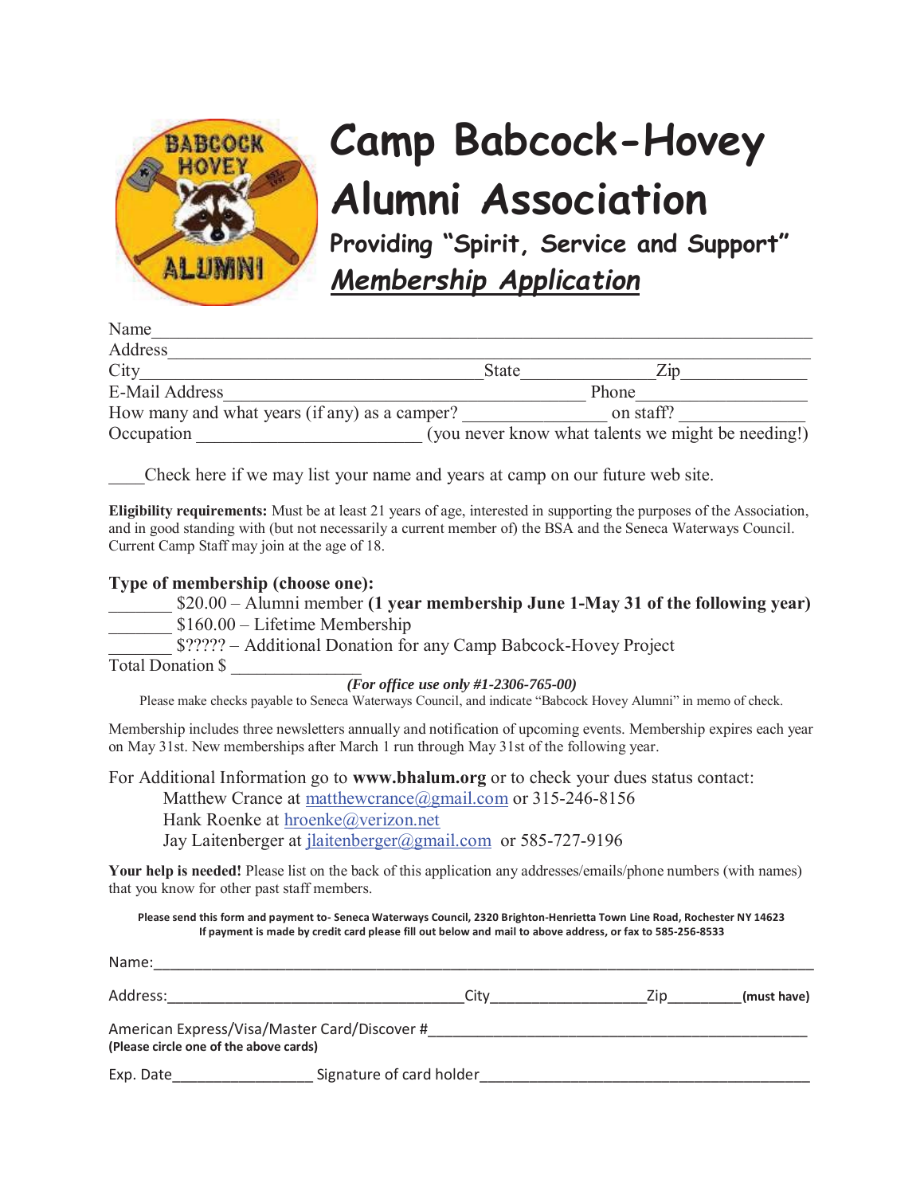# Camp Babcock-Hovey Alumni Association

## Providing "Spirit, Service and Support"

## *Membership Application*

Name_______________________________________________________________________

Address_____________________________________________________________________

City_____________________________________State_______________Zip______________

E-Mail Address_____________________________________________ Phone___________________

How many and what years (if any) as a camper? ________________ on staff? ______________

Occupation _________________________ (you never know what talents we might be needing!)

____Check here if we may list your name and years at camp on our future web site.

**Eligibility requirements:** Must be at least 21 years of age, interested in supporting the purposes of the Association, and in good standing with (but not necessarily a current member of) the BSA and the Seneca Waterways Council. Current Camp Staff may join at the age of 18.

**Type of membership (choose one):**

_______ $20.00 – Alumni member **(1 year membership June 1-May 31 of the following year)**

_______ $160.00 – Lifetime Membership

_______ $????? – Additional Donation for any Camp Babcock-Hovey Project

Total Donation $ _______________

***(For office use only #1-2306-765-00)***

Please make checks payable to Seneca Waterways Council, and indicate "Babcock Hovey Alumni" in memo of check.

Membership includes three newsletters annually and notification of upcoming events. Membership expires each year on May 31st. New memberships after March 1 run through May 31st of the following year.

For Additional Information go to **www.bhalum.org** or to check your dues status contact:

Matthew Crance at matthewcrance@gmail.com or 315-246-8156
Hank Roenke at hroenke@verizon.net
Jay Laitenberger at jlaitenberger@gmail.com or 585-727-9196

**Your help is needed!** Please list on the back of this application any addresses/emails/phone numbers (with names) that you know for other past staff members.

**Please send this form and payment to- Seneca Waterways Council, 2320 Brighton-Henrietta Town Line Road, Rochester NY 14623**
**If payment is made by credit card please fill out below and mail to above address, or fax to 585-256-8533**

Name:_______________________________________________________________________

Address:_____________________________________City___________________Zip_________**(must have)**

American Express/Visa/Master Card/Discover #_______________________________________________
**(Please circle one of the above cards)**

Exp. Date_________________ Signature of card holder_________________________________________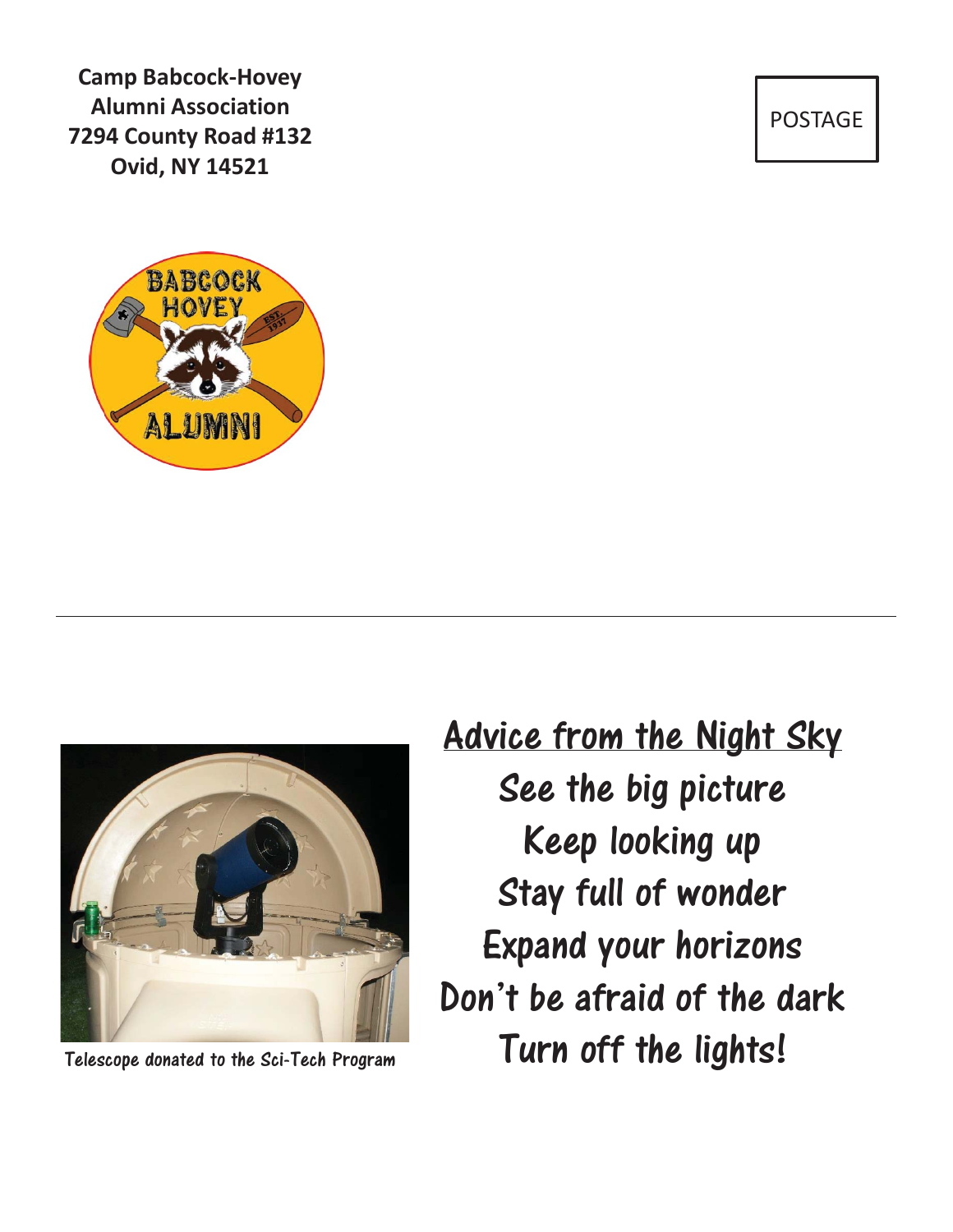**Camp Babcock-Hovey**
**Alumni Association**
**7294 County Road #132**
**Ovid, NY 14521**

POSTAGE

---

Telescope donated to the Sci-Tech Program

## Advice from the Night Sky

See the big picture

Keep looking up

Stay full of wonder

Expand your horizons

Don't be afraid of the dark

Turn off the lights!